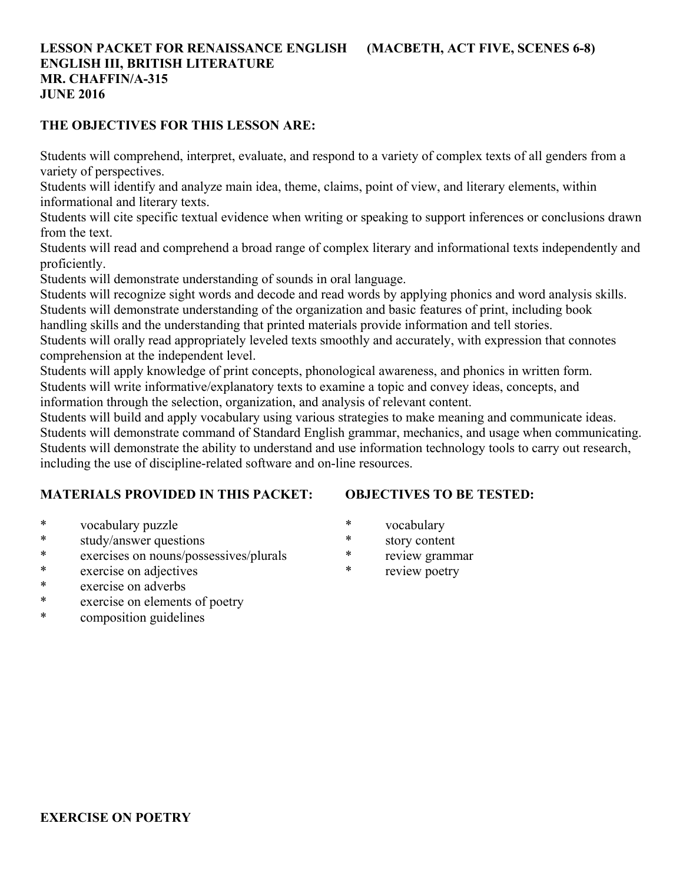**LESSON PACKET FOR RENAISSANCE ENGLISH (MACBETH, ACT FIVE, SCENES 6-8)**
**ENGLISH III, BRITISH LITERATURE**
**MR. CHAFFIN/A-315**
**JUNE 2016**

**THE OBJECTIVES FOR THIS LESSON ARE:**

Students will comprehend, interpret, evaluate, and respond to a variety of complex texts of all genders from a variety of perspectives.
Students will identify and analyze main idea, theme, claims, point of view, and literary elements, within informational and literary texts.
Students will cite specific textual evidence when writing or speaking to support inferences or conclusions drawn from the text.
Students will read and comprehend a broad range of complex literary and informational texts independently and proficiently.
Students will demonstrate understanding of sounds in oral language.
Students will recognize sight words and decode and read words by applying phonics and word analysis skills.
Students will demonstrate understanding of the organization and basic features of print, including book handling skills and the understanding that printed materials provide information and tell stories.
Students will orally read appropriately leveled texts smoothly and accurately, with expression that connotes comprehension at the independent level.
Students will apply knowledge of print concepts, phonological awareness, and phonics in written form.
Students will write informative/explanatory texts to examine a topic and convey ideas, concepts, and information through the selection, organization, and analysis of relevant content.
Students will build and apply vocabulary using various strategies to make meaning and communicate ideas.
Students will demonstrate command of Standard English grammar, mechanics, and usage when communicating.
Students will demonstrate the ability to understand and use information technology tools to carry out research, including the use of discipline-related software and on-line resources.

**MATERIALS PROVIDED IN THIS PACKET:**

* vocabulary puzzle
* study/answer questions
* exercises on nouns/possessives/plurals
* exercise on adjectives
* exercise on adverbs
* exercise on elements of poetry
* composition guidelines

**OBJECTIVES TO BE TESTED:**

* vocabulary
* story content
* review grammar
* review poetry

**EXERCISE ON POETRY**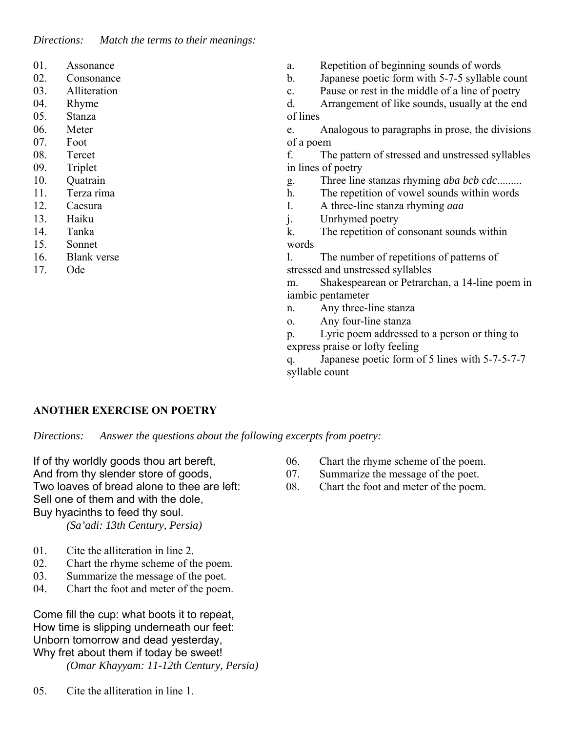*Directions:* *Match the terms to their meanings:*

01. Assonance
02. Consonance
03. Alliteration
04. Rhyme
05. Stanza
06. Meter
07. Foot
08. Tercet
09. Triplet
10. Quatrain
11. Terza rima
12. Caesura
13. Haiku
14. Tanka
15. Sonnet
16. Blank verse
17. Ode

a. Repetition of beginning sounds of words
b. Japanese poetic form with 5-7-5 syllable count
c. Pause or rest in the middle of a line of poetry
d. Arrangement of like sounds, usually at the end of lines
e. Analogous to paragraphs in prose, the divisions of a poem
f. The pattern of stressed and unstressed syllables in lines of poetry
g. Three line stanzas rhyming *aba bcb cdc*.........
h. The repetition of vowel sounds within words
I. A three-line stanza rhyming *aaa*
j. Unrhymed poetry
k. The repetition of consonant sounds within words
l. The number of repetitions of patterns of stressed and unstressed syllables
m. Shakespearean or Petrarchan, a 14-line poem in iambic pentameter
n. Any three-line stanza
o. Any four-line stanza
p. Lyric poem addressed to a person or thing to express praise or lofty feeling
q. Japanese poetic form of 5 lines with 5-7-5-7-7 syllable count

**ANOTHER EXERCISE ON POETRY**

*Directions:* *Answer the questions about the following excerpts from poetry:*

If of thy worldly goods thou art bereft,
And from thy slender store of goods,
Two loaves of bread alone to thee are left:
Sell one of them and with the dole,
Buy hyacinths to feed thy soul.

*(Sa'adi: 13th Century, Persia)*

01. Cite the alliteration in line 2.
02. Chart the rhyme scheme of the poem.
03. Summarize the message of the poet.
04. Chart the foot and meter of the poem.

Come fill the cup: what boots it to repeat,
How time is slipping underneath our feet:
Unborn tomorrow and dead yesterday,
Why fret about them if today be sweet!

*(Omar Khayyam: 11-12th Century, Persia)*

05. Cite the alliteration in line 1.
06. Chart the rhyme scheme of the poem.
07. Summarize the message of the poet.
08. Chart the foot and meter of the poem.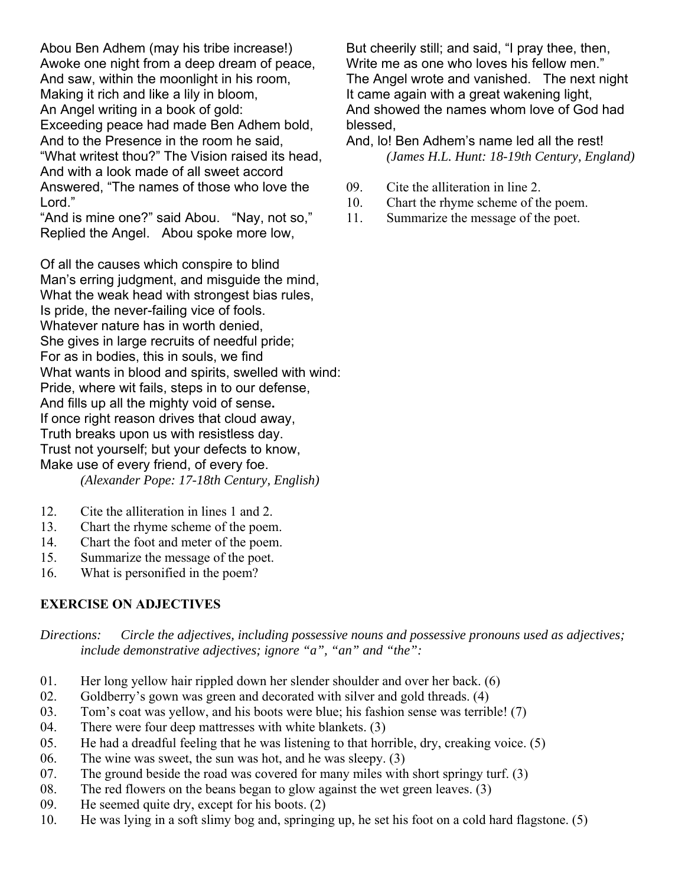Abou Ben Adhem (may his tribe increase!)
Awoke one night from a deep dream of peace,
And saw, within the moonlight in his room,
Making it rich and like a lily in bloom,
An Angel writing in a book of gold:
Exceeding peace had made Ben Adhem bold,
And to the Presence in the room he said,
"What writest thou?" The Vision raised its head,
And with a look made of all sweet accord
Answered, "The names of those who love the Lord."
"And is mine one?" said Abou. "Nay, not so,"
Replied the Angel. Abou spoke more low,
But cheerily still; and said, "I pray thee, then,
Write me as one who loves his fellow men."
The Angel wrote and vanished. The next night
It came again with a great wakening light,
And showed the names whom love of God had blessed,
And, lo! Ben Adhem's name led all the rest!

*(James H.L. Hunt: 18-19th Century, England)*

09. Cite the alliteration in line 2.
10. Chart the rhyme scheme of the poem.
11. Summarize the message of the poet.

Of all the causes which conspire to blind
Man's erring judgment, and misguide the mind,
What the weak head with strongest bias rules,
Is pride, the never-failing vice of fools.
Whatever nature has in worth denied,
She gives in large recruits of needful pride;
For as in bodies, this in souls, we find
What wants in blood and spirits, swelled with wind:
Pride, where wit fails, steps in to our defense,
And fills up all the mighty void of sense**.**
If once right reason drives that cloud away,
Truth breaks upon us with resistless day.
Trust not yourself; but your defects to know,
Make use of every friend, of every foe.

*(Alexander Pope: 17-18th Century, English)*

12. Cite the alliteration in lines 1 and 2.
13. Chart the rhyme scheme of the poem.
14. Chart the foot and meter of the poem.
15. Summarize the message of the poet.
16. What is personified in the poem?

## EXERCISE ON ADJECTIVES

*Directions: Circle the adjectives, including possessive nouns and possessive pronouns used as adjectives; include demonstrative adjectives; ignore "a", "an" and "the":*

01. Her long yellow hair rippled down her slender shoulder and over her back. (6)
02. Goldberry's gown was green and decorated with silver and gold threads. (4)
03. Tom's coat was yellow, and his boots were blue; his fashion sense was terrible! (7)
04. There were four deep mattresses with white blankets. (3)
05. He had a dreadful feeling that he was listening to that horrible, dry, creaking voice. (5)
06. The wine was sweet, the sun was hot, and he was sleepy. (3)
07. The ground beside the road was covered for many miles with short springy turf. (3)
08. The red flowers on the beans began to glow against the wet green leaves. (3)
09. He seemed quite dry, except for his boots. (2)
10. He was lying in a soft slimy bog and, springing up, he set his foot on a cold hard flagstone. (5)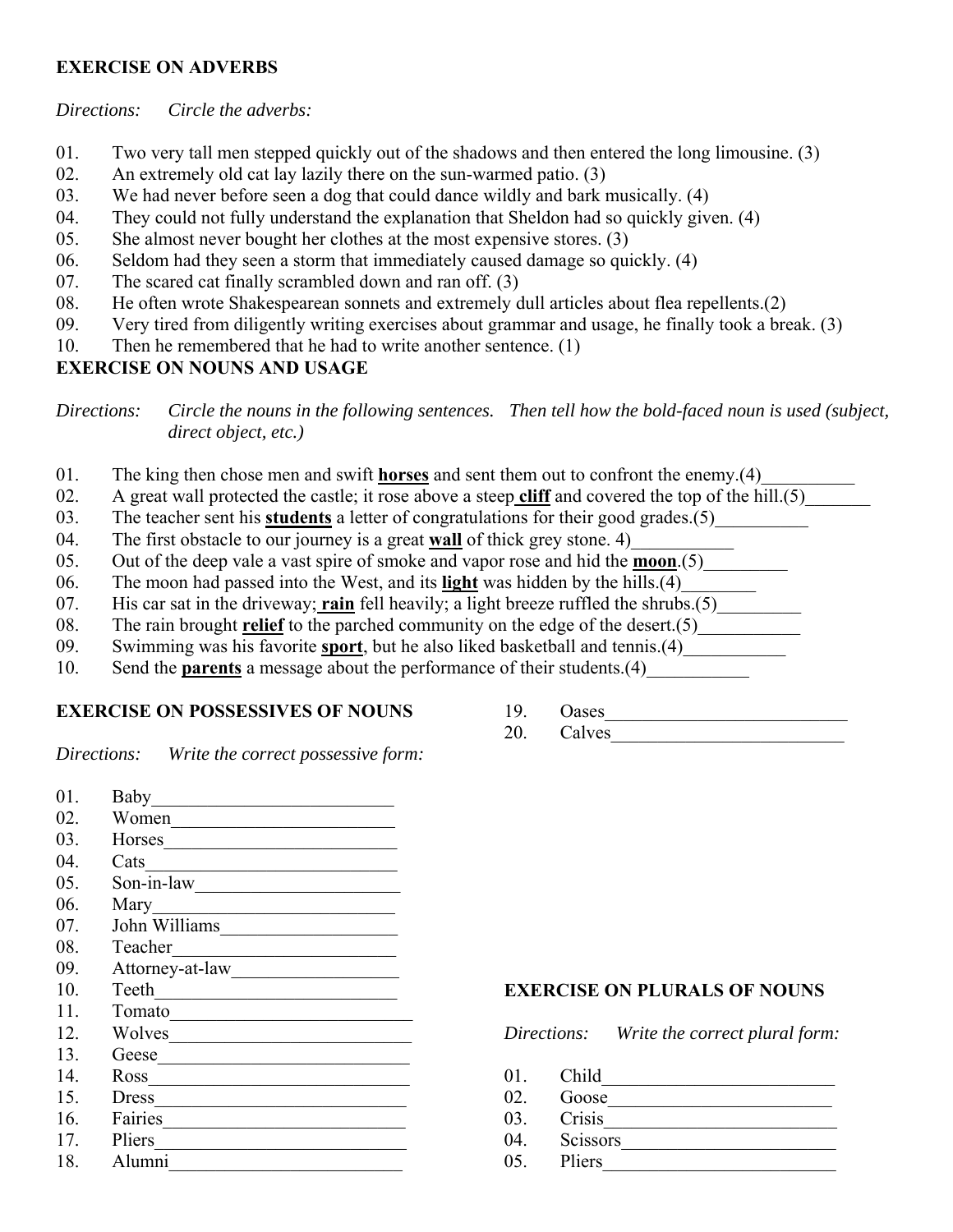**EXERCISE ON ADVERBS**

*Directions: Circle the adverbs:*

01. Two very tall men stepped quickly out of the shadows and then entered the long limousine. (3)
02. An extremely old cat lay lazily there on the sun-warmed patio. (3)
03. We had never before seen a dog that could dance wildly and bark musically. (4)
04. They could not fully understand the explanation that Sheldon had so quickly given. (4)
05. She almost never bought her clothes at the most expensive stores. (3)
06. Seldom had they seen a storm that immediately caused damage so quickly. (4)
07. The scared cat finally scrambled down and ran off. (3)
08. He often wrote Shakespearean sonnets and extremely dull articles about flea repellents.(2)
09. Very tired from diligently writing exercises about grammar and usage, he finally took a break. (3)
10. Then he remembered that he had to write another sentence. (1)

**EXERCISE ON NOUNS AND USAGE**

*Directions: Circle the nouns in the following sentences. Then tell how the bold-faced noun is used (subject, direct object, etc.)*

01. The king then chose men and swift **horses** and sent them out to confront the enemy.(4)__________
02. A great wall protected the castle; it rose above a steep **cliff** and covered the top of the hill.(5)_______
03. The teacher sent his **students** a letter of congratulations for their good grades.(5)__________
04. The first obstacle to our journey is a great **wall** of thick grey stone. 4)___________
05. Out of the deep vale a vast spire of smoke and vapor rose and hid the **moon**.(5)_________
06. The moon had passed into the West, and its **light** was hidden by the hills.(4)________
07. His car sat in the driveway; **rain** fell heavily; a light breeze ruffled the shrubs.(5)_________
08. The rain brought **relief** to the parched community on the edge of the desert.(5)___________
09. Swimming was his favorite **sport**, but he also liked basketball and tennis.(4)___________
10. Send the **parents** a message about the performance of their students.(4)___________

**EXERCISE ON POSSESSIVES OF NOUNS**

*Directions: Write the correct possessive form:*

01. Baby__________________________
02. Women________________________
03. Horses_________________________
04. Cats___________________________
05. Son-in-law______________________
06. Mary__________________________
07. John Williams___________________
08. Teacher________________________
09. Attorney-at-law_________________
10. Teeth__________________________
11. Tomato__________________________
12. Wolves__________________________
13. Geese___________________________
14. Ross____________________________
15. Dress___________________________
16. Fairies__________________________
17. Pliers___________________________
18. Alumni_________________________
19. Oases__________________________
20. Calves_________________________

**EXERCISE ON PLURALS OF NOUNS**

*Directions: Write the correct plural form:*

01. Child_________________________
02. Goose________________________
03. Crisis_________________________
04. Scissors_______________________
05. Pliers_________________________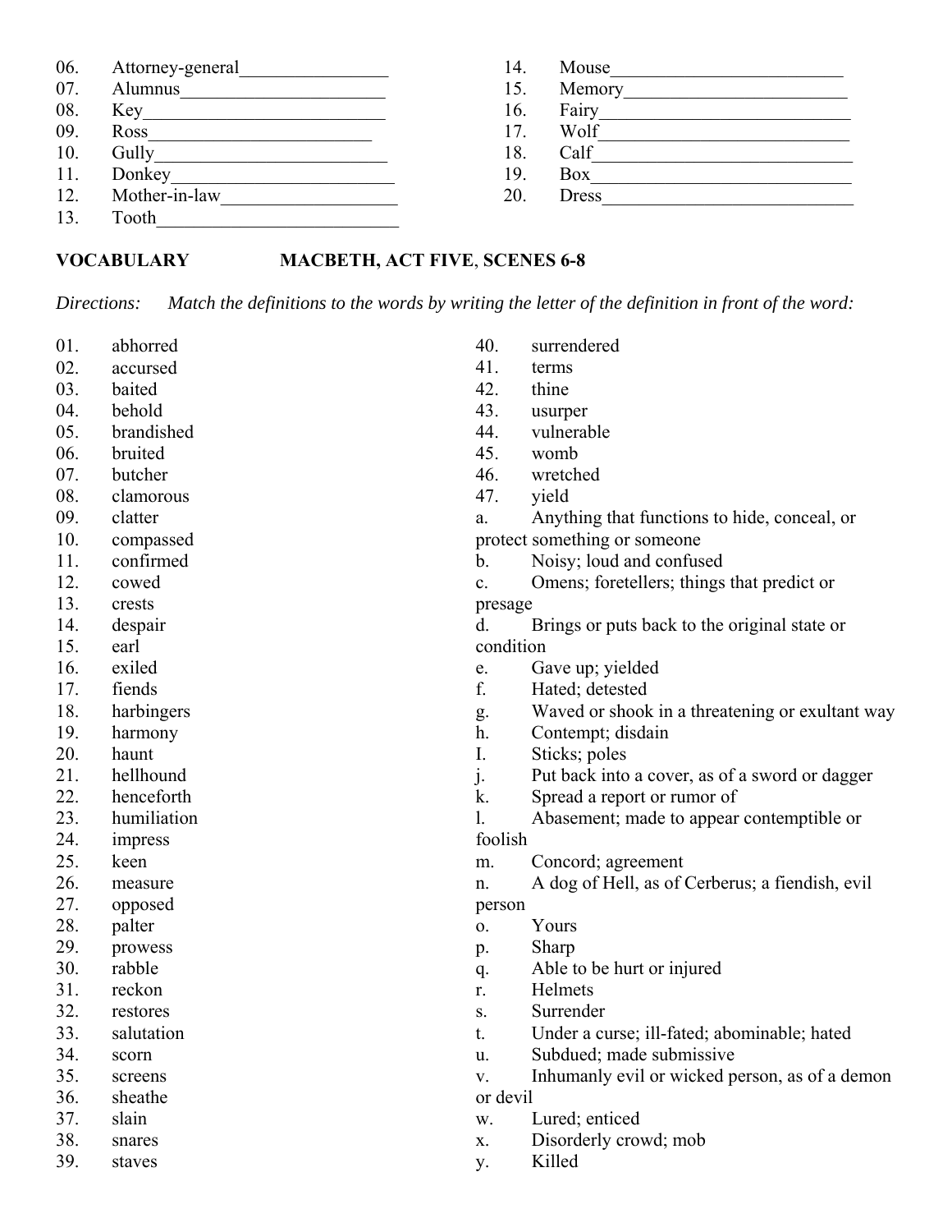06. Attorney-general________________
07. Alumnus______________________
08. Key__________________________
09. Ross_________________________
10. Gully_________________________
11. Donkey________________________
12. Mother-in-law___________________
13. Tooth__________________________
14. Mouse_________________________
15. Memory________________________
16. Fairy__________________________
17. Wolf__________________________
18. Calf___________________________
19. Box___________________________
20. Dress__________________________

**VOCABULARY MACBETH, ACT FIVE, SCENES 6-8**

*Directions: Match the definitions to the words by writing the letter of the definition in front of the word:*

01. abhorred
02. accursed
03. baited
04. behold
05. brandished
06. bruited
07. butcher
08. clamorous
09. clatter
10. compassed
11. confirmed
12. cowed
13. crests
14. despair
15. earl
16. exiled
17. fiends
18. harbingers
19. harmony
20. haunt
21. hellhound
22. henceforth
23. humiliation
24. impress
25. keen
26. measure
27. opposed
28. palter
29. prowess
30. rabble
31. reckon
32. restores
33. salutation
34. scorn
35. screens
36. sheathe
37. slain
38. snares
39. staves
40. surrendered
41. terms
42. thine
43. usurper
44. vulnerable
45. womb
46. wretched
47. yield

a. Anything that functions to hide, conceal, or protect something or someone
b. Noisy; loud and confused
c. Omens; foretellers; things that predict or presage
d. Brings or puts back to the original state or condition
e. Gave up; yielded
f. Hated; detested
g. Waved or shook in a threatening or exultant way
h. Contempt; disdain
I. Sticks; poles
j. Put back into a cover, as of a sword or dagger
k. Spread a report or rumor of
l. Abasement; made to appear contemptible or foolish
m. Concord; agreement
n. A dog of Hell, as of Cerberus; a fiendish, evil person
o. Yours
p. Sharp
q. Able to be hurt or injured
r. Helmets
s. Surrender
t. Under a curse; ill-fated; abominable; hated
u. Subdued; made submissive
v. Inhumanly evil or wicked person, as of a demon or devil
w. Lured; enticed
x. Disorderly crowd; mob
y. Killed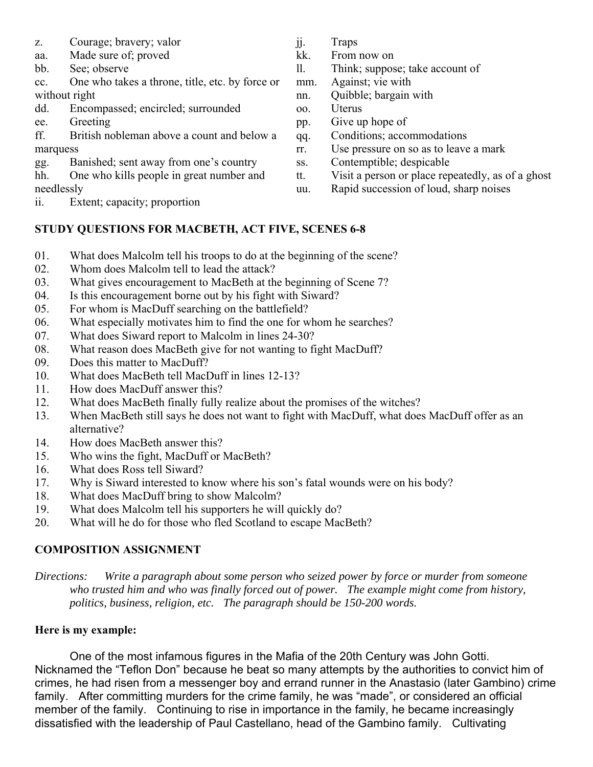z. Courage; bravery; valor
aa. Made sure of; proved
bb. See; observe
cc. One who takes a throne, title, etc. by force or without right
dd. Encompassed; encircled; surrounded
ee. Greeting
ff. British nobleman above a count and below a marquess
gg. Banished; sent away from one's country
hh. One who kills people in great number and needlessly
ii. Extent; capacity; proportion
jj. Traps
kk. From now on
ll. Think; suppose; take account of
mm. Against; vie with
nn. Quibble; bargain with
oo. Uterus
pp. Give up hope of
qq. Conditions; accommodations
rr. Use pressure on so as to leave a mark
ss. Contemptible; despicable
tt. Visit a person or place repeatedly, as of a ghost
uu. Rapid succession of loud, sharp noises

## STUDY QUESTIONS FOR MACBETH, ACT FIVE, SCENES 6-8

01. What does Malcolm tell his troops to do at the beginning of the scene?
02. Whom does Malcolm tell to lead the attack?
03. What gives encouragement to MacBeth at the beginning of Scene 7?
04. Is this encouragement borne out by his fight with Siward?
05. For whom is MacDuff searching on the battlefield?
06. What especially motivates him to find the one for whom he searches?
07. What does Siward report to Malcolm in lines 24-30?
08. What reason does MacBeth give for not wanting to fight MacDuff?
09. Does this matter to MacDuff?
10. What does MacBeth tell MacDuff in lines 12-13?
11. How does MacDuff answer this?
12. What does MacBeth finally fully realize about the promises of the witches?
13. When MacBeth still says he does not want to fight with MacDuff, what does MacDuff offer as an alternative?
14. How does MacBeth answer this?
15. Who wins the fight, MacDuff or MacBeth?
16. What does Ross tell Siward?
17. Why is Siward interested to know where his son's fatal wounds were on his body?
18. What does MacDuff bring to show Malcolm?
19. What does Malcolm tell his supporters he will quickly do?
20. What will he do for those who fled Scotland to escape MacBeth?

## COMPOSITION ASSIGNMENT

*Directions: Write a paragraph about some person who seized power by force or murder from someone who trusted him and who was finally forced out of power. The example might come from history, politics, business, religion, etc. The paragraph should be 150-200 words.*

**Here is my example:**

One of the most infamous figures in the Mafia of the 20th Century was John Gotti. Nicknamed the "Teflon Don" because he beat so many attempts by the authorities to convict him of crimes, he had risen from a messenger boy and errand runner in the Anastasio (later Gambino) crime family. After committing murders for the crime family, he was "made", or considered an official member of the family. Continuing to rise in importance in the family, he became increasingly dissatisfied with the leadership of Paul Castellano, head of the Gambino family. Cultivating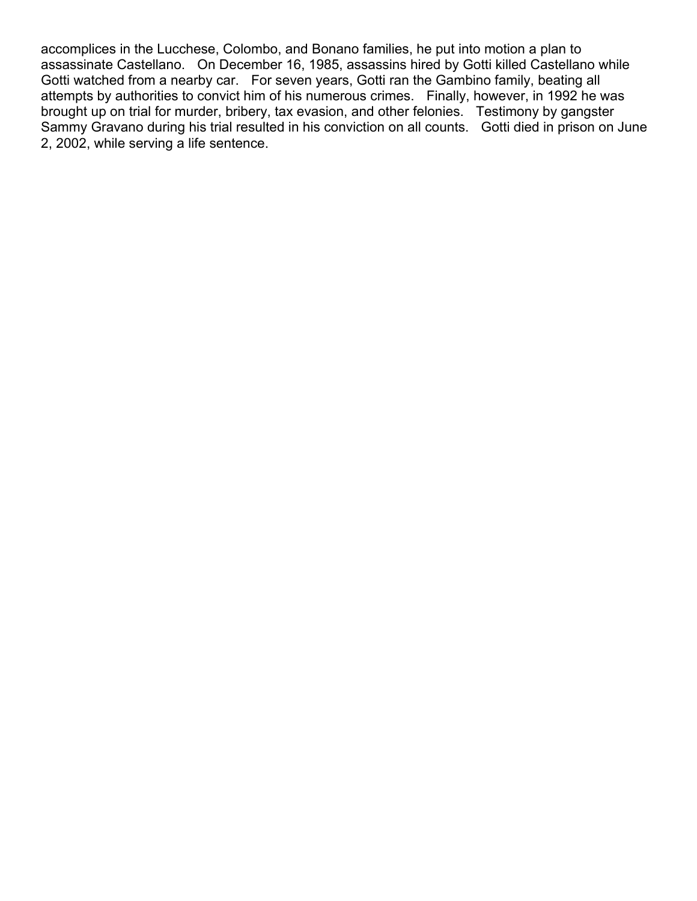accomplices in the Lucchese, Colombo, and Bonano families, he put into motion a plan to assassinate Castellano. On December 16, 1985, assassins hired by Gotti killed Castellano while Gotti watched from a nearby car. For seven years, Gotti ran the Gambino family, beating all attempts by authorities to convict him of his numerous crimes. Finally, however, in 1992 he was brought up on trial for murder, bribery, tax evasion, and other felonies. Testimony by gangster Sammy Gravano during his trial resulted in his conviction on all counts. Gotti died in prison on June 2, 2002, while serving a life sentence.